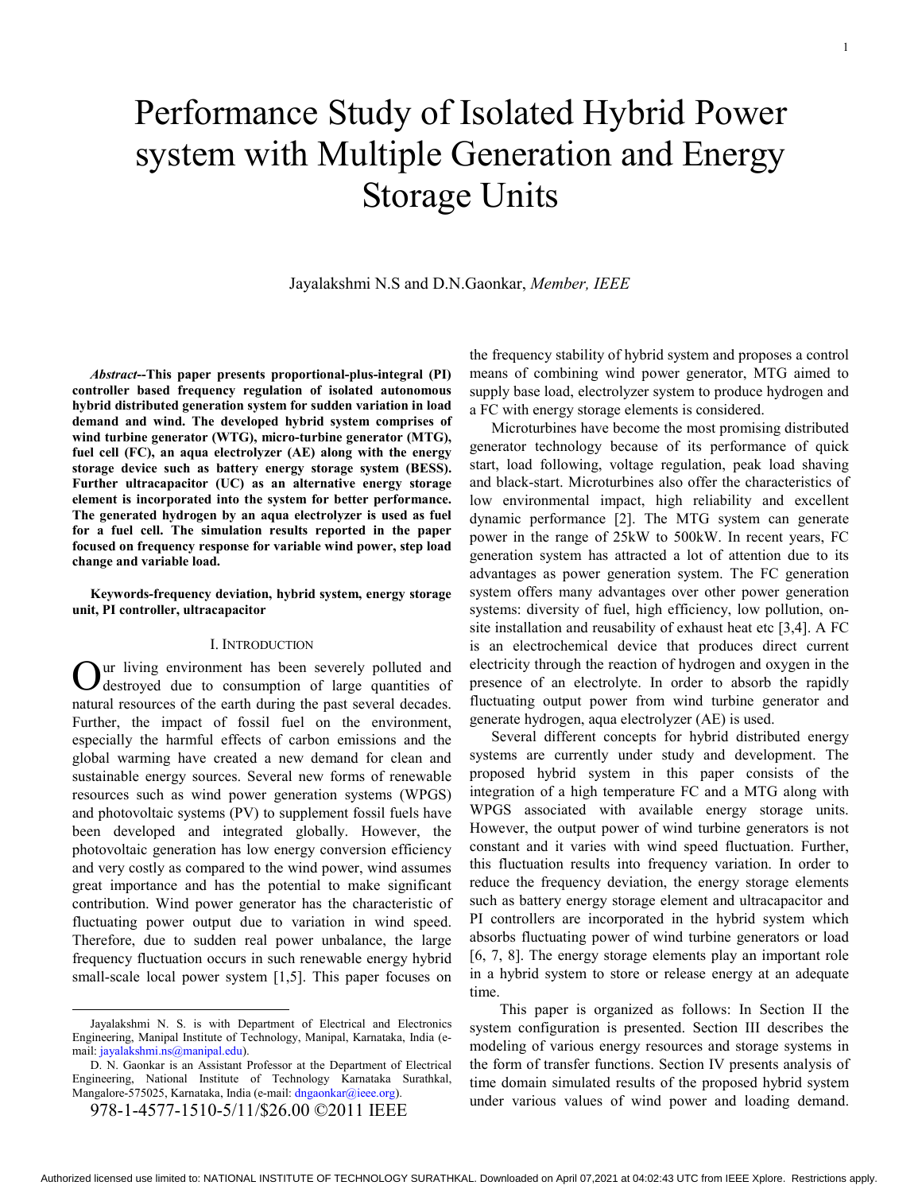# Performance Study of Isolated Hybrid Power system with Multiple Generation and Energy Storage Units

Jayalakshmi N.S and D.N.Gaonkar, *Member, IEEE*

***Abstract*--This paper presents proportional-plus-integral (PI) controller based frequency regulation of isolated autonomous hybrid distributed generation system for sudden variation in load demand and wind. The developed hybrid system comprises of wind turbine generator (WTG), micro-turbine generator (MTG), fuel cell (FC), an aqua electrolyzer (AE) along with the energy storage device such as battery energy storage system (BESS). Further ultracapacitor (UC) as an alternative energy storage element is incorporated into the system for better performance. The generated hydrogen by an aqua electrolyzer is used as fuel for a fuel cell. The simulation results reported in the paper focused on frequency response for variable wind power, step load change and variable load.**

**Keywords-frequency deviation, hybrid system, energy storage unit, PI controller, ultracapacitor**

## I. Introduction

Our living environment has been severely polluted and destroyed due to consumption of large quantities of natural resources of the earth during the past several decades. Further, the impact of fossil fuel on the environment, especially the harmful effects of carbon emissions and the global warming have created a new demand for clean and sustainable energy sources. Several new forms of renewable resources such as wind power generation systems (WPGS) and photovoltaic systems (PV) to supplement fossil fuels have been developed and integrated globally. However, the photovoltaic generation has low energy conversion efficiency and very costly as compared to the wind power, wind assumes great importance and has the potential to make significant contribution. Wind power generator has the characteristic of fluctuating power output due to variation in wind speed. Therefore, due to sudden real power unbalance, the large frequency fluctuation occurs in such renewable energy hybrid small-scale local power system [1,5]. This paper focuses on the frequency stability of hybrid system and proposes a control means of combining wind power generator, MTG aimed to supply base load, electrolyzer system to produce hydrogen and a FC with energy storage elements is considered.

Microturbines have become the most promising distributed generator technology because of its performance of quick start, load following, voltage regulation, peak load shaving and black-start. Microturbines also offer the characteristics of low environmental impact, high reliability and excellent dynamic performance [2]. The MTG system can generate power in the range of 25kW to 500kW. In recent years, FC generation system has attracted a lot of attention due to its advantages as power generation system. The FC generation system offers many advantages over other power generation systems: diversity of fuel, high efficiency, low pollution, on-site installation and reusability of exhaust heat etc [3,4]. A FC is an electrochemical device that produces direct current electricity through the reaction of hydrogen and oxygen in the presence of an electrolyte. In order to absorb the rapidly fluctuating output power from wind turbine generator and generate hydrogen, aqua electrolyzer (AE) is used.

Several different concepts for hybrid distributed energy systems are currently under study and development. The proposed hybrid system in this paper consists of the integration of a high temperature FC and a MTG along with WPGS associated with available energy storage units. However, the output power of wind turbine generators is not constant and it varies with wind speed fluctuation. Further, this fluctuation results into frequency variation. In order to reduce the frequency deviation, the energy storage elements such as battery energy storage element and ultracapacitor and PI controllers are incorporated in the hybrid system which absorbs fluctuating power of wind turbine generators or load [6, 7, 8]. The energy storage elements play an important role in a hybrid system to store or release energy at an adequate time.

This paper is organized as follows: In Section II the system configuration is presented. Section III describes the modeling of various energy resources and storage systems in the form of transfer functions. Section IV presents analysis of time domain simulated results of the proposed hybrid system under various values of wind power and loading demand.

---

Jayalakshmi N. S. is with Department of Electrical and Electronics Engineering, Manipal Institute of Technology, Manipal, Karnataka, India (e-mail: jayalakshmi.ns@manipal.edu).

D. N. Gaonkar is an Assistant Professor at the Department of Electrical Engineering, National Institute of Technology Karnataka Surathkal, Mangalore-575025, Karnataka, India (e-mail: dngaonkar@ieee.org).

978-1-4577-1510-5/11/$26.00 ©2011 IEEE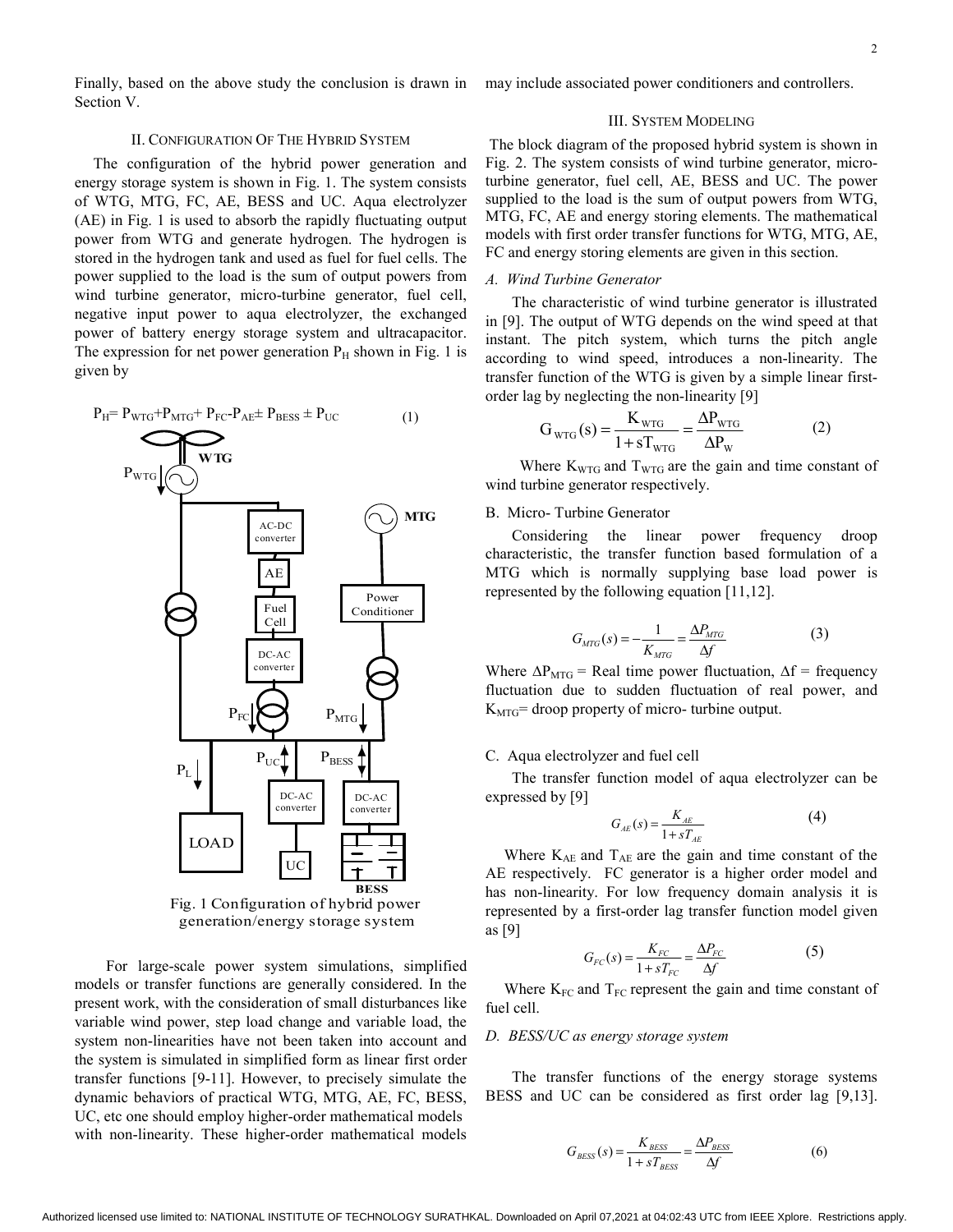Finally, based on the above study the conclusion is drawn in Section V.

## II. Configuration Of The Hybrid System

The configuration of the hybrid power generation and energy storage system is shown in Fig. 1. The system consists of WTG, MTG, FC, AE, BESS and UC. Aqua electrolyzer (AE) in Fig. 1 is used to absorb the rapidly fluctuating output power from WTG and generate hydrogen. The hydrogen is stored in the hydrogen tank and used as fuel for fuel cells. The power supplied to the load is the sum of output powers from wind turbine generator, micro-turbine generator, fuel cell, negative input power to aqua electrolyzer, the exchanged power of battery energy storage system and ultracapacitor. The expression for net power generation $P_H$ shown in Fig. 1 is given by

$$P_H = P_{WTG} + P_{MTG} + P_{FC} - P_{AE} \pm P_{BESS} \pm P_{UC} \quad (1)$$

Fig. 1 Configuration of hybrid power generation/energy storage system

For large-scale power system simulations, simplified models or transfer functions are generally considered. In the present work, with the consideration of small disturbances like variable wind power, step load change and variable load, the system non-linearities have not been taken into account and the system is simulated in simplified form as linear first order transfer functions [9-11]. However, to precisely simulate the dynamic behaviors of practical WTG, MTG, AE, FC, BESS, UC, etc one should employ higher-order mathematical models with non-linearity. These higher-order mathematical models may include associated power conditioners and controllers.

## III. System Modeling

The block diagram of the proposed hybrid system is shown in Fig. 2. The system consists of wind turbine generator, micro-turbine generator, fuel cell, AE, BESS and UC. The power supplied to the load is the sum of output powers from WTG, MTG, FC, AE and energy storing elements. The mathematical models with first order transfer functions for WTG, MTG, AE, FC and energy storing elements are given in this section.

### *A. Wind Turbine Generator*

The characteristic of wind turbine generator is illustrated in [9]. The output of WTG depends on the wind speed at that instant. The pitch system, which turns the pitch angle according to wind speed, introduces a non-linearity. The transfer function of the WTG is given by a simple linear first-order lag by neglecting the non-linearity [9]

$$G_{WTG}(s) = \frac{K_{WTG}}{1 + sT_{WTG}} = \frac{\Delta P_{WTG}}{\Delta P_W} \quad (2)$$

Where $K_{WTG}$ and $T_{WTG}$ are the gain and time constant of wind turbine generator respectively.

### B. Micro- Turbine Generator

Considering the linear power frequency droop characteristic, the transfer function based formulation of a MTG which is normally supplying base load power is represented by the following equation [11,12].

$$G_{MTG}(s) = -\frac{1}{K_{MTG}} = \frac{\Delta P_{MTG}}{\Delta f} \quad (3)$$

Where $\Delta P_{MTG}$ = Real time power fluctuation, $\Delta f$ = frequency fluctuation due to sudden fluctuation of real power, and $K_{MTG}$= droop property of micro- turbine output.

### C. Aqua electrolyzer and fuel cell

The transfer function model of aqua electrolyzer can be expressed by [9]

$$G_{AE}(s) = \frac{K_{AE}}{1 + sT_{AE}} \quad (4)$$

Where $K_{AE}$ and $T_{AE}$ are the gain and time constant of the AE respectively. FC generator is a higher order model and has non-linearity. For low frequency domain analysis it is represented by a first-order lag transfer function model given as [9]

$$G_{FC}(s) = \frac{K_{FC}}{1 + sT_{FC}} = \frac{\Delta P_{FC}}{\Delta f} \quad (5)$$

Where $K_{FC}$ and $T_{FC}$ represent the gain and time constant of fuel cell.

### *D. BESS/UC as energy storage system*

The transfer functions of the energy storage systems BESS and UC can be considered as first order lag [9,13].

$$G_{BESS}(s) = \frac{K_{BESS}}{1 + sT_{BESS}} = \frac{\Delta P_{BESS}}{\Delta f} \quad (6)$$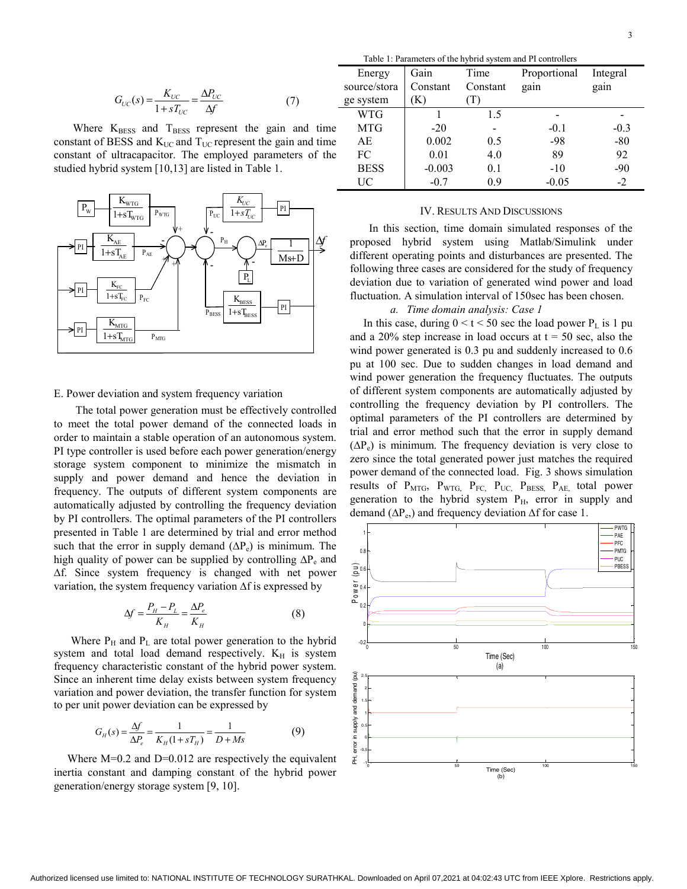$$G_{UC}(s) = \frac{K_{UC}}{1+sT_{UC}} = \frac{\Delta P_{UC}}{\Delta f} \quad (7)$$

Where $K_{BESS}$ and $T_{BESS}$ represent the gain and time constant of BESS and $K_{UC}$ and $T_{UC}$ represent the gain and time constant of ultracapacitor. The employed parameters of the studied hybrid system [10,13] are listed in Table 1.

E. Power deviation and system frequency variation

The total power generation must be effectively controlled to meet the total power demand of the connected loads in order to maintain a stable operation of an autonomous system. PI type controller is used before each power generation/energy storage system component to minimize the mismatch in supply and power demand and hence the deviation in frequency. The outputs of different system components are automatically adjusted by controlling the frequency deviation by PI controllers. The optimal parameters of the PI controllers presented in Table 1 are determined by trial and error method such that the error in supply demand ($\Delta P_e$) is minimum. The high quality of power can be supplied by controlling $\Delta P_e$ and $\Delta f$. Since system frequency is changed with net power variation, the system frequency variation $\Delta f$ is expressed by

$$\Delta f = \frac{P_H - P_L}{K_H} = \frac{\Delta P_e}{K_H} \quad (8)$$

Where $P_H$ and $P_L$ are total power generation to the hybrid system and total load demand respectively. $K_H$ is system frequency characteristic constant of the hybrid power system. Since an inherent time delay exists between system frequency variation and power deviation, the transfer function for system to per unit power deviation can be expressed by

$$G_H(s) = \frac{\Delta f}{\Delta P_e} = \frac{1}{K_H(1+sT_H)} = \frac{1}{D+Ms} \quad (9)$$

Where M=0.2 and D=0.012 are respectively the equivalent inertia constant and damping constant of the hybrid power generation/energy storage system [9, 10].

Table 1: Parameters of the hybrid system and PI controllers

| Energy source/storage system | Gain Constant (K) | Time Constant (T) | Proportional gain | Integral gain |
|---|---|---|---|---|
| WTG | 1 | 1.5 | - | - |
| MTG | -20 | - | -0.1 | -0.3 |
| AE | 0.002 | 0.5 | -98 | -80 |
| FC | 0.01 | 4.0 | 89 | 92 |
| BESS | -0.003 | 0.1 | -10 | -90 |
| UC | -0.7 | 0.9 | -0.05 | -2 |

## IV. Results And Discussions

In this section, time domain simulated responses of the proposed hybrid system using Matlab/Simulink under different operating points and disturbances are presented. The following three cases are considered for the study of frequency deviation due to variation of generated wind power and load fluctuation. A simulation interval of 150sec has been chosen.

*a. Time domain analysis: Case 1*

In this case, during $0 < t < 50$ sec the load power $P_L$ is 1 pu and a 20% step increase in load occurs at t = 50 sec, also the wind power generated is 0.3 pu and suddenly increased to 0.6 pu at 100 sec. Due to sudden changes in load demand and wind power generation the frequency fluctuates. The outputs of different system components are automatically adjusted by controlling the frequency deviation by PI controllers. The optimal parameters of the PI controllers are determined by trial and error method such that the error in supply demand ($\Delta P_e$) is minimum. The frequency deviation is very close to zero since the total generated power just matches the required power demand of the connected load. Fig. 3 shows simulation results of $P_{MTG}$, $P_{WTG}$, $P_{FC}$, $P_{UC}$, $P_{BESS}$, $P_{AE}$, total power generation to the hybrid system $P_H$, error in supply and demand ($\Delta P_e$) and frequency deviation $\Delta f$ for case 1.

(a)

(b)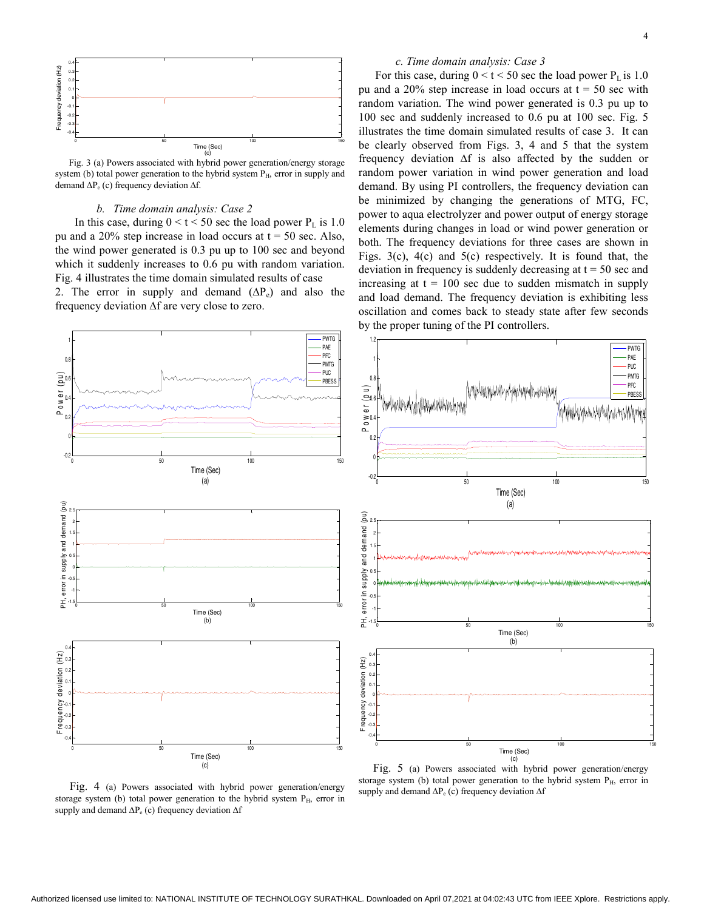Fig. 3 (a) Powers associated with hybrid power generation/energy storage system (b) total power generation to the hybrid system $P_H$, error in supply and demand $\Delta P_e$ (c) frequency deviation $\Delta f$.

### *b. Time domain analysis: Case 2*

In this case, during $0 < t < 50$ sec the load power $P_L$ is 1.0 pu and a 20% step increase in load occurs at $t = 50$ sec. Also, the wind power generated is 0.3 pu up to 100 sec and beyond which it suddenly increases to 0.6 pu with random variation. Fig. 4 illustrates the time domain simulated results of case 2. The error in supply and demand ($\Delta P_e$) and also the frequency deviation $\Delta f$ are very close to zero.

Fig. 4 (a) Powers associated with hybrid power generation/energy storage system (b) total power generation to the hybrid system $P_H$, error in supply and demand $\Delta P_e$ (c) frequency deviation $\Delta f$

### *c. Time domain analysis: Case 3*

For this case, during $0 < t < 50$ sec the load power $P_L$ is 1.0 pu and a 20% step increase in load occurs at $t = 50$ sec with random variation. The wind power generated is 0.3 pu up to 100 sec and suddenly increased to 0.6 pu at 100 sec. Fig. 5 illustrates the time domain simulated results of case 3. It can be clearly observed from Figs. 3, 4 and 5 that the system frequency deviation $\Delta f$ is also affected by the sudden or random power variation in wind power generation and load demand. By using PI controllers, the frequency deviation can be minimized by changing the generations of MTG, FC, power to aqua electrolyzer and power output of energy storage elements during changes in load or wind power generation or both. The frequency deviations for three cases are shown in Figs. 3(c), 4(c) and 5(c) respectively. It is found that, the deviation in frequency is suddenly decreasing at $t = 50$ sec and increasing at $t = 100$ sec due to sudden mismatch in supply and load demand. The frequency deviation is exhibiting less oscillation and comes back to steady state after few seconds by the proper tuning of the PI controllers.

Fig. 5 (a) Powers associated with hybrid power generation/energy storage system (b) total power generation to the hybrid system $P_H$, error in supply and demand $\Delta P_e$ (c) frequency deviation $\Delta f$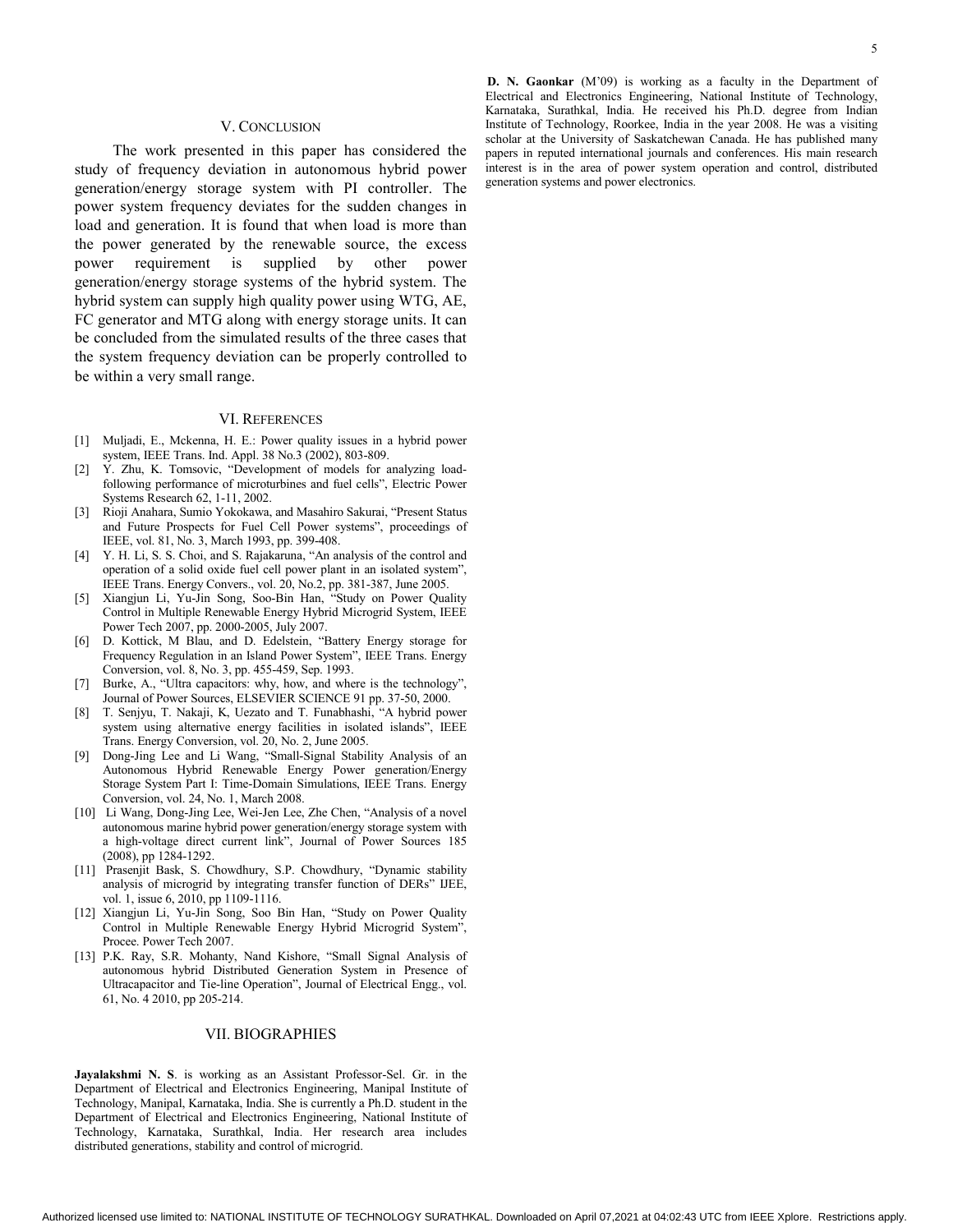## V. Conclusion

The work presented in this paper has considered the study of frequency deviation in autonomous hybrid power generation/energy storage system with PI controller. The power system frequency deviates for the sudden changes in load and generation. It is found that when load is more than the power generated by the renewable source, the excess power requirement is supplied by other power generation/energy storage systems of the hybrid system. The hybrid system can supply high quality power using WTG, AE, FC generator and MTG along with energy storage units. It can be concluded from the simulated results of the three cases that the system frequency deviation can be properly controlled to be within a very small range.

## VI. References

[1] Muljadi, E., Mckenna, H. E.: Power quality issues in a hybrid power system, IEEE Trans. Ind. Appl. 38 No.3 (2002), 803-809.

[2] Y. Zhu, K. Tomsovic, "Development of models for analyzing load-following performance of microturbines and fuel cells", Electric Power Systems Research 62, 1-11, 2002.

[3] Rioji Anahara, Sumio Yokokawa, and Masahiro Sakurai, "Present Status and Future Prospects for Fuel Cell Power systems", proceedings of IEEE, vol. 81, No. 3, March 1993, pp. 399-408.

[4] Y. H. Li, S. S. Choi, and S. Rajakaruna, "An analysis of the control and operation of a solid oxide fuel cell power plant in an isolated system", IEEE Trans. Energy Convers., vol. 20, No.2, pp. 381-387, June 2005.

[5] Xiangjun Li, Yu-Jin Song, Soo-Bin Han, "Study on Power Quality Control in Multiple Renewable Energy Hybrid Microgrid System, IEEE Power Tech 2007, pp. 2000-2005, July 2007.

[6] D. Kottick, M Blau, and D. Edelstein, "Battery Energy storage for Frequency Regulation in an Island Power System", IEEE Trans. Energy Conversion, vol. 8, No. 3, pp. 455-459, Sep. 1993.

[7] Burke, A., "Ultra capacitors: why, how, and where is the technology", Journal of Power Sources, ELSEVIER SCIENCE 91 pp. 37-50, 2000.

[8] T. Senjyu, T. Nakaji, K, Uezato and T. Funabhashi, "A hybrid power system using alternative energy facilities in isolated islands", IEEE Trans. Energy Conversion, vol. 20, No. 2, June 2005.

[9] Dong-Jing Lee and Li Wang, "Small-Signal Stability Analysis of an Autonomous Hybrid Renewable Energy Power generation/Energy Storage System Part I: Time-Domain Simulations, IEEE Trans. Energy Conversion, vol. 24, No. 1, March 2008.

[10] Li Wang, Dong-Jing Lee, Wei-Jen Lee, Zhe Chen, "Analysis of a novel autonomous marine hybrid power generation/energy storage system with a high-voltage direct current link", Journal of Power Sources 185 (2008), pp 1284-1292.

[11] Prasenjit Bask, S. Chowdhury, S.P. Chowdhury, "Dynamic stability analysis of microgrid by integrating transfer function of DERs" IJEE, vol. 1, issue 6, 2010, pp 1109-1116.

[12] Xiangjun Li, Yu-Jin Song, Soo Bin Han, "Study on Power Quality Control in Multiple Renewable Energy Hybrid Microgrid System", Procee. Power Tech 2007.

[13] P.K. Ray, S.R. Mohanty, Nand Kishore, "Small Signal Analysis of autonomous hybrid Distributed Generation System in Presence of Ultracapacitor and Tie-line Operation", Journal of Electrical Engg., vol. 61, No. 4 2010, pp 205-214.

## VII. Biographies

**Jayalakshmi N. S**. is working as an Assistant Professor-Sel. Gr. in the Department of Electrical and Electronics Engineering, Manipal Institute of Technology, Manipal, Karnataka, India. She is currently a Ph.D. student in the Department of Electrical and Electronics Engineering, National Institute of Technology, Karnataka, Surathkal, India. Her research area includes distributed generations, stability and control of microgrid.

**D. N. Gaonkar** (M'09) is working as a faculty in the Department of Electrical and Electronics Engineering, National Institute of Technology, Karnataka, Surathkal, India. He received his Ph.D. degree from Indian Institute of Technology, Roorkee, India in the year 2008. He was a visiting scholar at the University of Saskatchewan Canada. He has published many papers in reputed international journals and conferences. His main research interest is in the area of power system operation and control, distributed generation systems and power electronics.